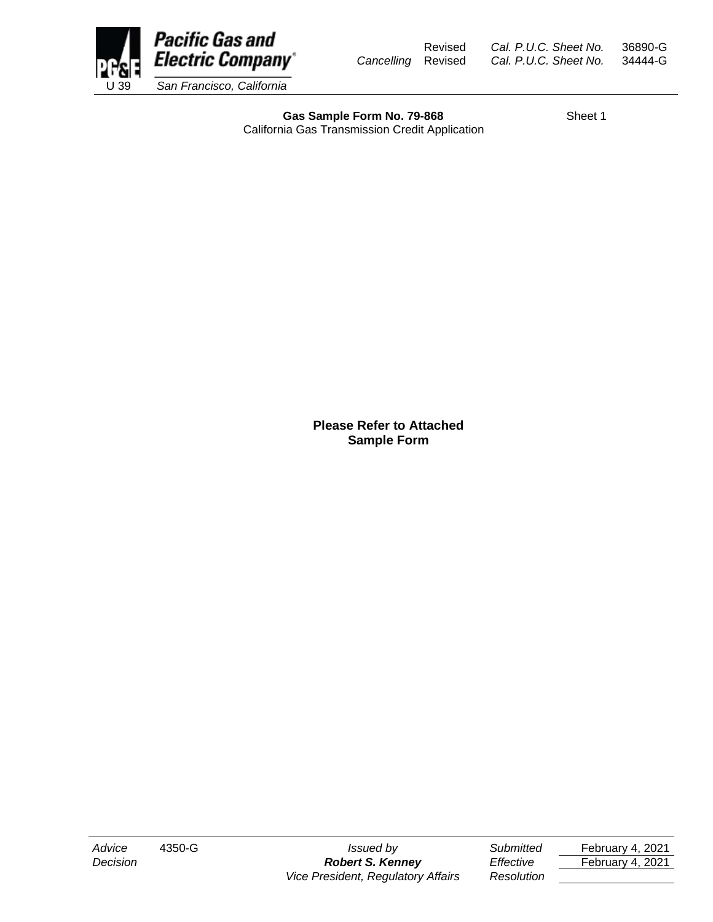Pacific Gas and Electric Company
U 39 San Francisco, California

Revised Cal. P.U.C. Sheet No. 36890-G
*Cancelling* Revised Cal. P.U.C. Sheet No. 34444-G

**Gas Sample Form No. 79-868**
California Gas Transmission Credit Application

Sheet 1

**Please Refer to Attached Sample Form**

| | | | | |
|---|---|---|---|---|
| *Advice* | 4350-G | *Issued by* | *Submitted* | February 4, 2021 |
| *Decision* | | ***Robert S. Kenney*** | *Effective* | February 4, 2021 |
| | | *Vice President, Regulatory Affairs* | *Resolution* | |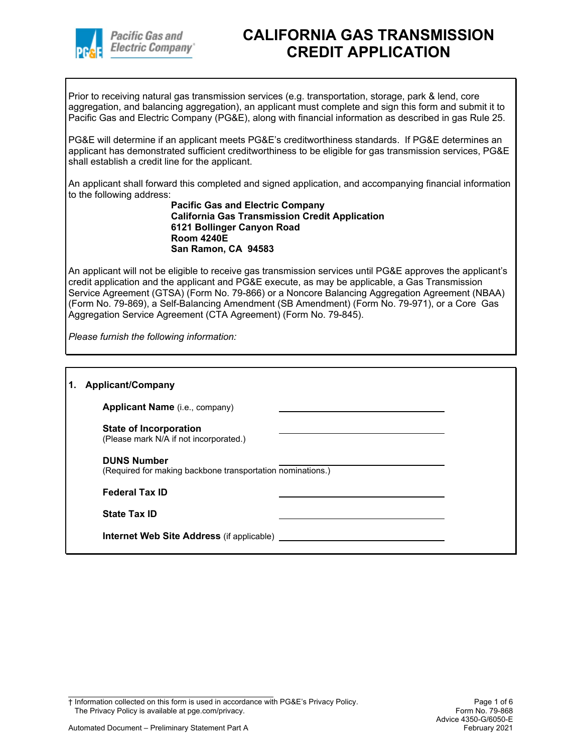# CALIFORNIA GAS TRANSMISSION CREDIT APPLICATION

Prior to receiving natural gas transmission services (e.g. transportation, storage, park & lend, core aggregation, and balancing aggregation), an applicant must complete and sign this form and submit it to Pacific Gas and Electric Company (PG&E), along with financial information as described in gas Rule 25.

PG&E will determine if an applicant meets PG&E's creditworthiness standards. If PG&E determines an applicant has demonstrated sufficient creditworthiness to be eligible for gas transmission services, PG&E shall establish a credit line for the applicant.

An applicant shall forward this completed and signed application, and accompanying financial information to the following address:

**Pacific Gas and Electric Company**
**California Gas Transmission Credit Application**
**6121 Bollinger Canyon Road**
**Room 4240E**
**San Ramon, CA 94583**

An applicant will not be eligible to receive gas transmission services until PG&E approves the applicant's credit application and the applicant and PG&E execute, as may be applicable, a Gas Transmission Service Agreement (GTSA) (Form No. 79-866) or a Noncore Balancing Aggregation Agreement (NBAA) (Form No. 79-869), a Self-Balancing Amendment (SB Amendment) (Form No. 79-971), or a Core Gas Aggregation Service Agreement (CTA Agreement) (Form No. 79-845).

*Please furnish the following information:*

## 1. Applicant/Company

**Applicant Name** (i.e., company) ______________________

**State of Incorporation** ______________________
(Please mark N/A if not incorporated.)

**DUNS Number** ______________________
(Required for making backbone transportation nominations.)

**Federal Tax ID** ______________________

**State Tax ID** ______________________

**Internet Web Site Address** (if applicable) ______________________

† Information collected on this form is used in accordance with PG&E's Privacy Policy. The Privacy Policy is available at pge.com/privacy.

Form No. 79-868
Advice 4350-G/6050-E
February 2021

Automated Document – Preliminary Statement Part A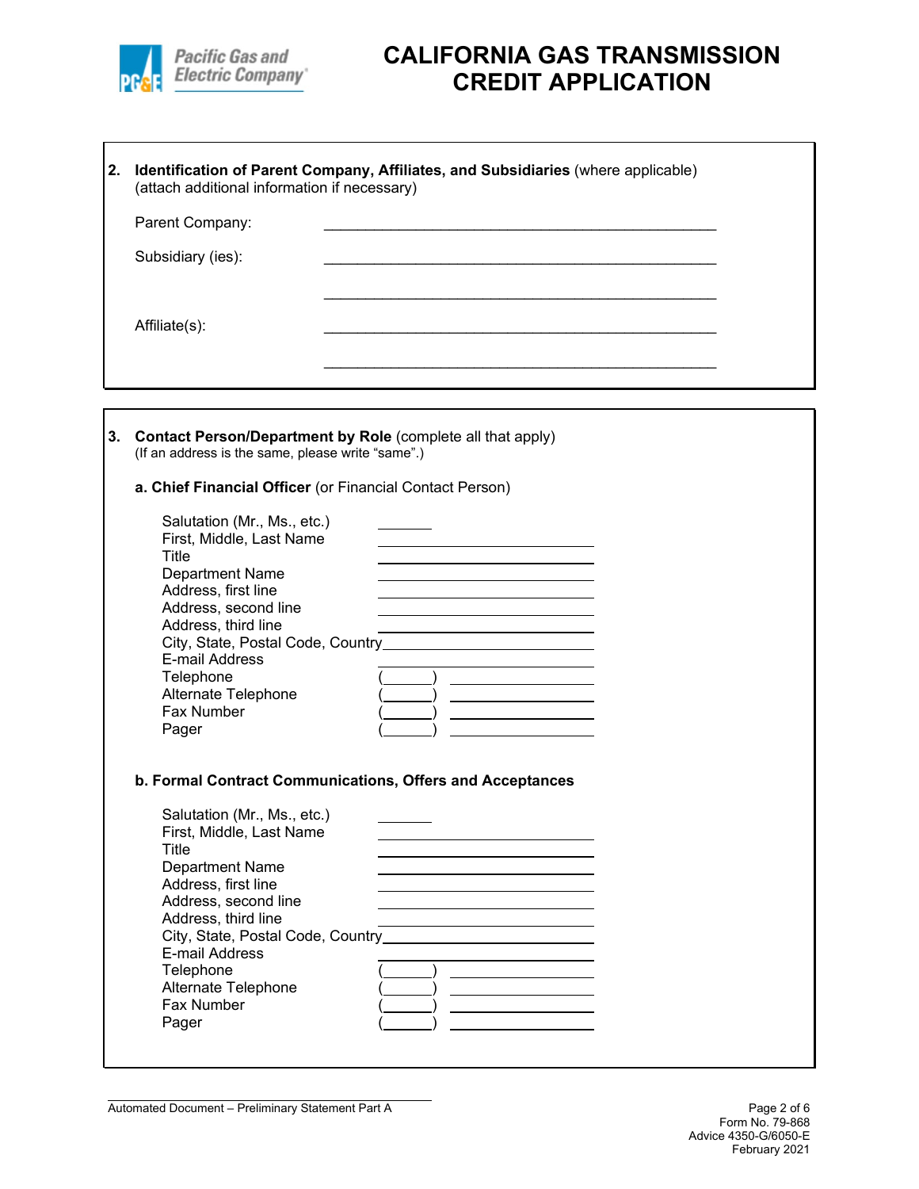# CALIFORNIA GAS TRANSMISSION CREDIT APPLICATION

**2. Identification of Parent Company, Affiliates, and Subsidiaries** (where applicable)
(attach additional information if necessary)

Parent Company: ______________________________________________

Subsidiary (ies): ______________________________________________

______________________________________________

Affiliate(s): ______________________________________________

______________________________________________

**3. Contact Person/Department by Role** (complete all that apply)
(If an address is the same, please write "same".)

**a. Chief Financial Officer** (or Financial Contact Person)

Salutation (Mr., Ms., etc.) _______
First, Middle, Last Name ______________________
Title ______________________
Department Name ______________________
Address, first line ______________________
Address, second line ______________________
Address, third line ______________________
City, State, Postal Code, Country ______________________
E-mail Address ______________________
Telephone (______) ______________
Alternate Telephone (______) ______________
Fax Number (______) ______________
Pager (______) ______________

**b. Formal Contract Communications, Offers and Acceptances**

Salutation (Mr., Ms., etc.) _______
First, Middle, Last Name ______________________
Title ______________________
Department Name ______________________
Address, first line ______________________
Address, second line ______________________
Address, third line ______________________
City, State, Postal Code, Country ______________________
E-mail Address ______________________
Telephone (______) ______________
Alternate Telephone (______) ______________
Fax Number (______) ______________
Pager (______) ______________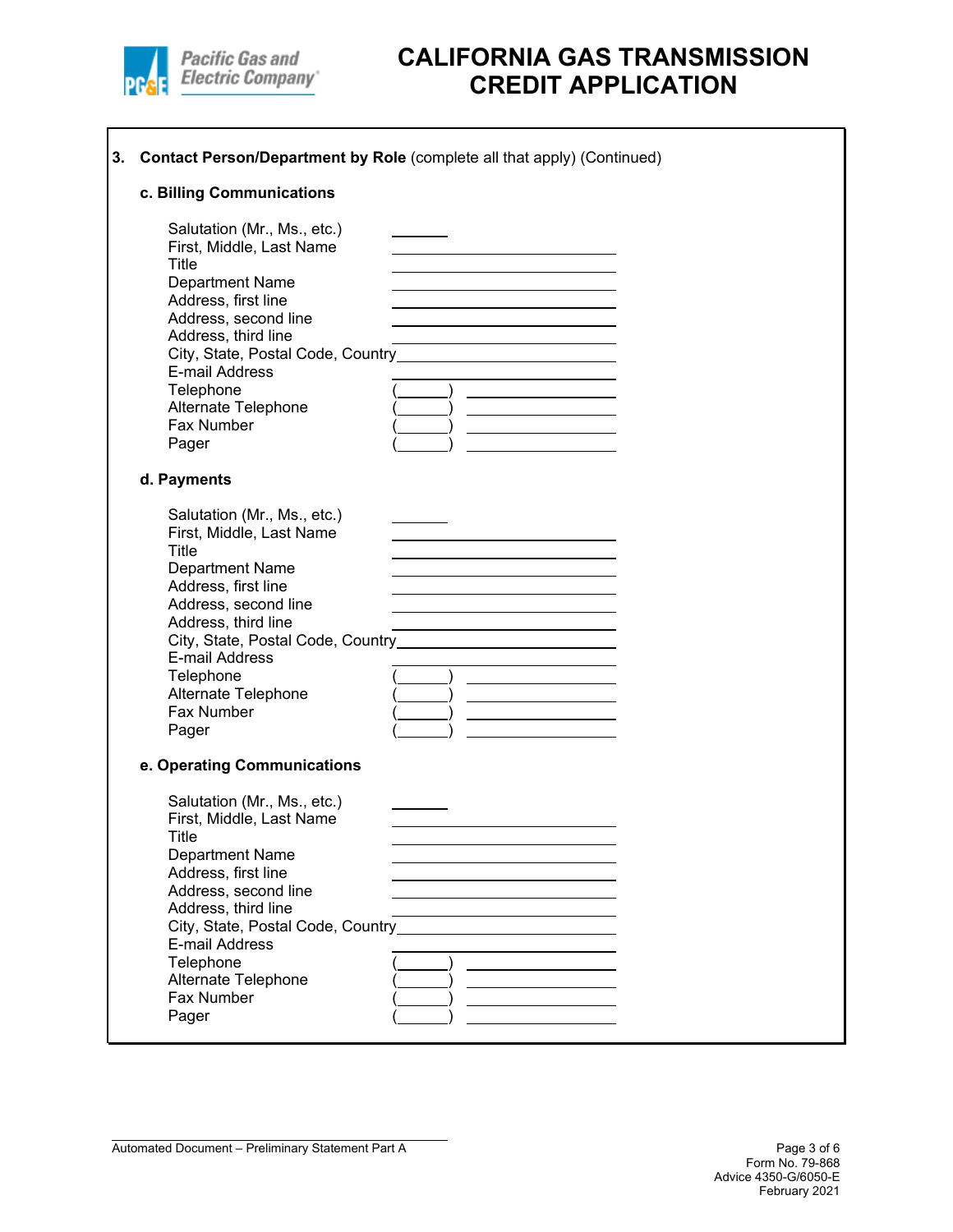# CALIFORNIA GAS TRANSMISSION CREDIT APPLICATION

**3. Contact Person/Department by Role** (complete all that apply) (Continued)

### c. Billing Communications

| | |
|---|---|
| Salutation (Mr., Ms., etc.) | ______ |
| First, Middle, Last Name | ____________________ |
| Title | ____________________ |
| Department Name | ____________________ |
| Address, first line | ____________________ |
| Address, second line | ____________________ |
| Address, third line | ____________________ |
| City, State, Postal Code, Country | ____________________ |
| E-mail Address | ____________________ |
| Telephone | (______) ______________ |
| Alternate Telephone | (______) ______________ |
| Fax Number | (______) ______________ |
| Pager | (______) ______________ |

### d. Payments

| | |
|---|---|
| Salutation (Mr., Ms., etc.) | ______ |
| First, Middle, Last Name | ____________________ |
| Title | ____________________ |
| Department Name | ____________________ |
| Address, first line | ____________________ |
| Address, second line | ____________________ |
| Address, third line | ____________________ |
| City, State, Postal Code, Country | ____________________ |
| E-mail Address | ____________________ |
| Telephone | (______) ______________ |
| Alternate Telephone | (______) ______________ |
| Fax Number | (______) ______________ |
| Pager | (______) ______________ |

### e. Operating Communications

| | |
|---|---|
| Salutation (Mr., Ms., etc.) | ______ |
| First, Middle, Last Name | ____________________ |
| Title | ____________________ |
| Department Name | ____________________ |
| Address, first line | ____________________ |
| Address, second line | ____________________ |
| Address, third line | ____________________ |
| City, State, Postal Code, Country | ____________________ |
| E-mail Address | ____________________ |
| Telephone | (______) ______________ |
| Alternate Telephone | (______) ______________ |
| Fax Number | (______) ______________ |
| Pager | (______) ______________ |

Automated Document – Preliminary Statement Part A

Form No. 79-868
Advice 4350-G/6050-E
February 2021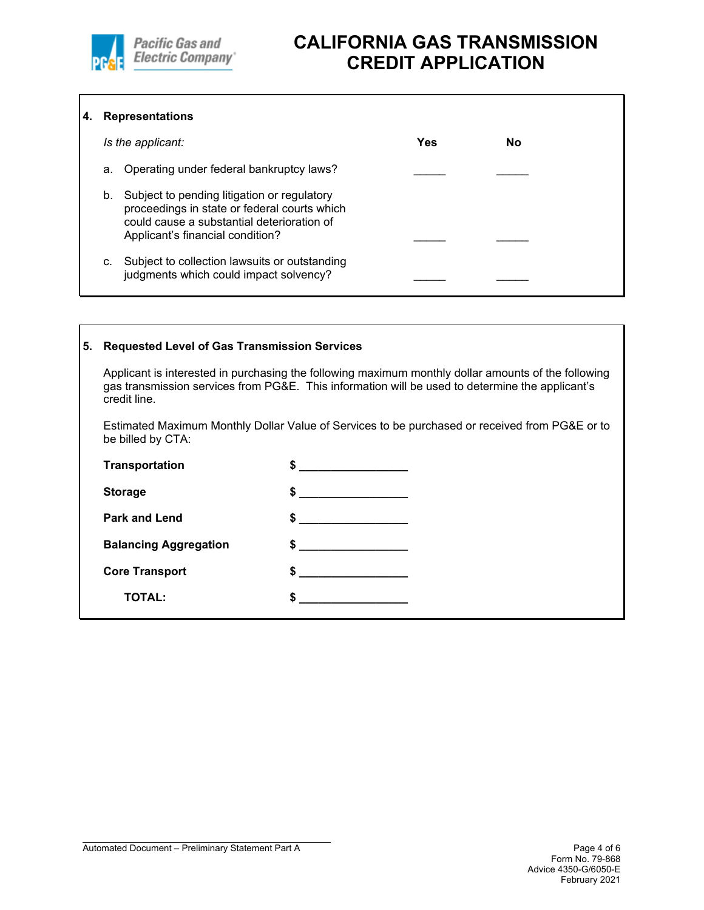# CALIFORNIA GAS TRANSMISSION CREDIT APPLICATION

## 4. Representations

| *Is the applicant:* | Yes | No |
| --- | --- | --- |
| a. Operating under federal bankruptcy laws? | _____ | _____ |
| b. Subject to pending litigation or regulatory proceedings in state or federal courts which could cause a substantial deterioration of Applicant's financial condition? | _____ | _____ |
| c. Subject to collection lawsuits or outstanding judgments which could impact solvency? | _____ | _____ |

## 5. Requested Level of Gas Transmission Services

Applicant is interested in purchasing the following maximum monthly dollar amounts of the following gas transmission services from PG&E. This information will be used to determine the applicant's credit line.

Estimated Maximum Monthly Dollar Value of Services to be purchased or received from PG&E or to be billed by CTA:

| | |
| --- | --- |
| **Transportation** | $ _________________ |
| **Storage** | $ _________________ |
| **Park and Lend** | $ _________________ |
| **Balancing Aggregation** | $ _________________ |
| **Core Transport** | $ _________________ |
| **TOTAL:** | $ _________________ |

Automated Document – Preliminary Statement Part A

Form No. 79-868
Advice 4350-G/6050-E
February 2021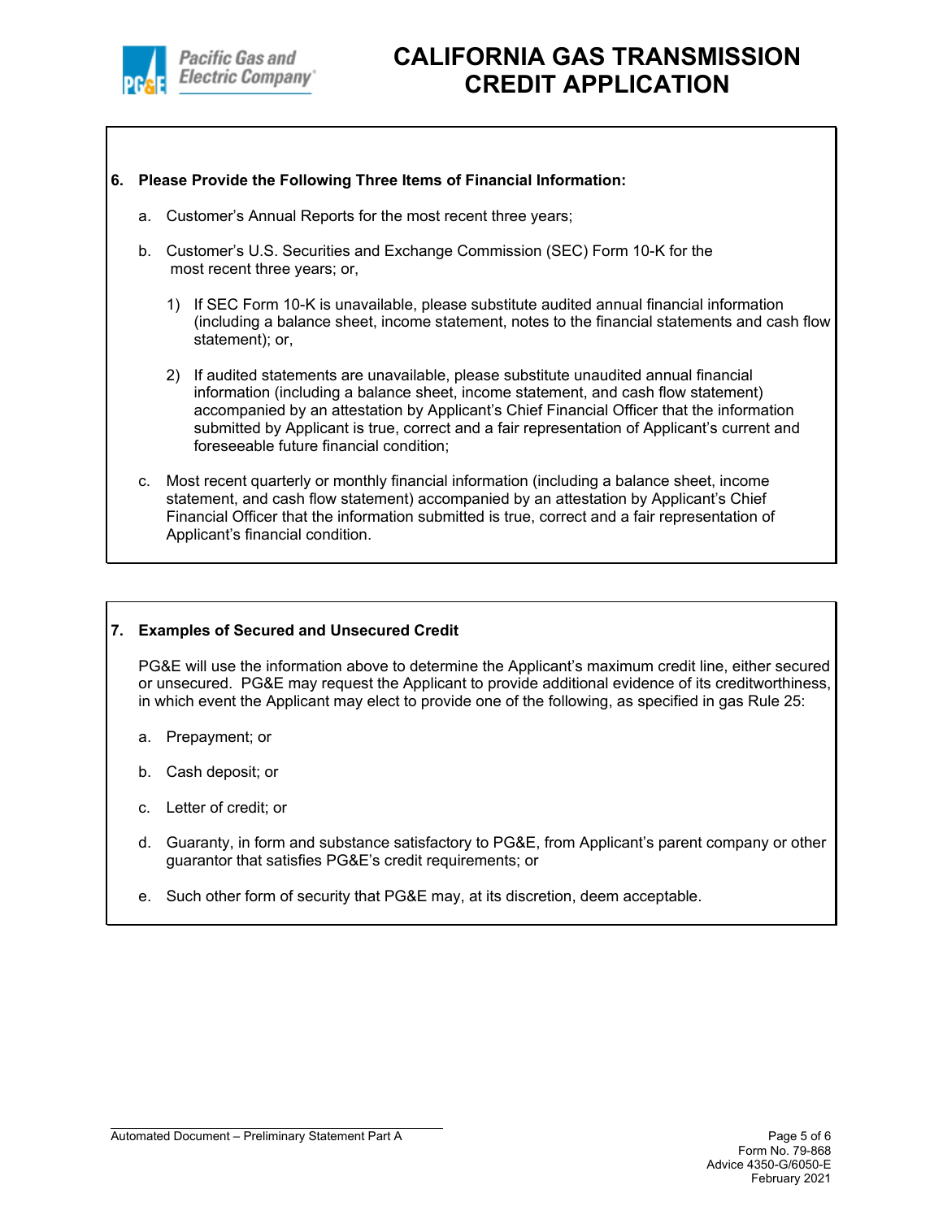**6. Please Provide the Following Three Items of Financial Information:**

a. Customer's Annual Reports for the most recent three years;

b. Customer's U.S. Securities and Exchange Commission (SEC) Form 10-K for the most recent three years; or,

   1) If SEC Form 10-K is unavailable, please substitute audited annual financial information (including a balance sheet, income statement, notes to the financial statements and cash flow statement); or,

   2) If audited statements are unavailable, please substitute unaudited annual financial information (including a balance sheet, income statement, and cash flow statement) accompanied by an attestation by Applicant's Chief Financial Officer that the information submitted by Applicant is true, correct and a fair representation of Applicant's current and foreseeable future financial condition;

c. Most recent quarterly or monthly financial information (including a balance sheet, income statement, and cash flow statement) accompanied by an attestation by Applicant's Chief Financial Officer that the information submitted is true, correct and a fair representation of Applicant's financial condition.

**7. Examples of Secured and Unsecured Credit**

PG&E will use the information above to determine the Applicant's maximum credit line, either secured or unsecured. PG&E may request the Applicant to provide additional evidence of its creditworthiness, in which event the Applicant may elect to provide one of the following, as specified in gas Rule 25:

a. Prepayment; or

b. Cash deposit; or

c. Letter of credit; or

d. Guaranty, in form and substance satisfactory to PG&E, from Applicant's parent company or other guarantor that satisfies PG&E's credit requirements; or

e. Such other form of security that PG&E may, at its discretion, deem acceptable.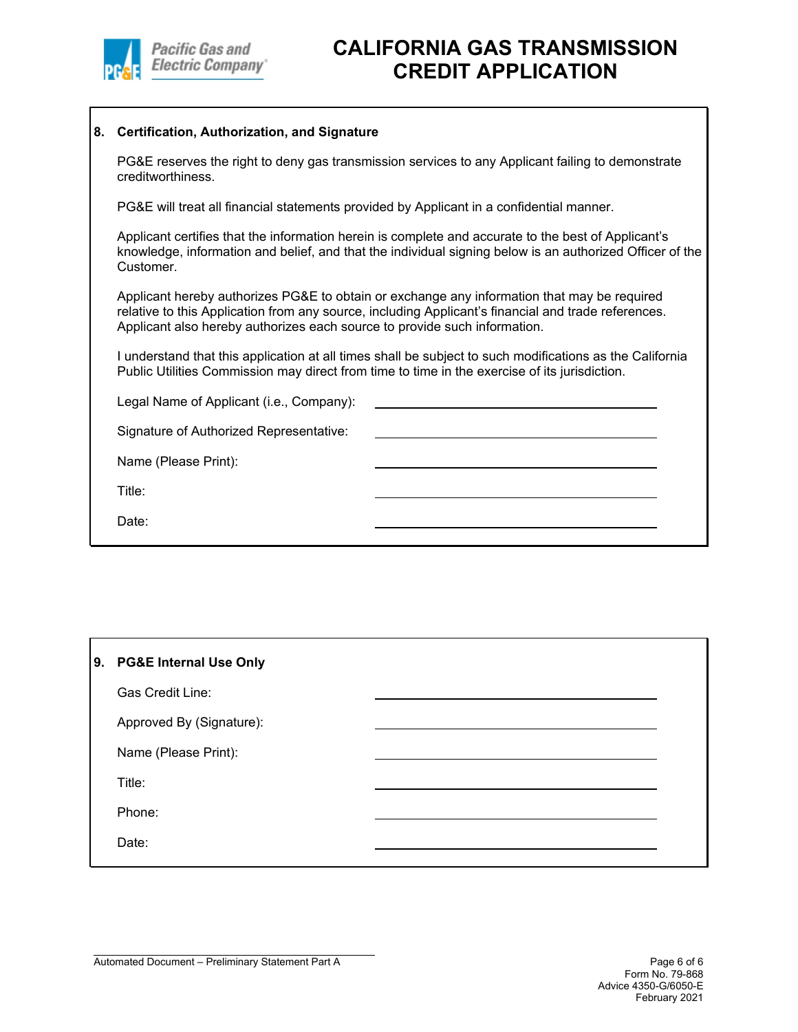# CALIFORNIA GAS TRANSMISSION CREDIT APPLICATION

## 8. Certification, Authorization, and Signature

PG&E reserves the right to deny gas transmission services to any Applicant failing to demonstrate creditworthiness.

PG&E will treat all financial statements provided by Applicant in a confidential manner.

Applicant certifies that the information herein is complete and accurate to the best of Applicant's knowledge, information and belief, and that the individual signing below is an authorized Officer of the Customer.

Applicant hereby authorizes PG&E to obtain or exchange any information that may be required relative to this Application from any source, including Applicant's financial and trade references. Applicant also hereby authorizes each source to provide such information.

I understand that this application at all times shall be subject to such modifications as the California Public Utilities Commission may direct from time to time in the exercise of its jurisdiction.

Legal Name of Applicant (i.e., Company): ______________________

Signature of Authorized Representative: ______________________

Name (Please Print): ______________________

Title: ______________________

Date: ______________________

## 9. PG&E Internal Use Only

Gas Credit Line: ______________________

Approved By (Signature): ______________________

Name (Please Print): ______________________

Title: ______________________

Phone: ______________________

Date: ______________________

Automated Document – Preliminary Statement Part A

Form No. 79-868
Advice 4350-G/6050-E
February 2021